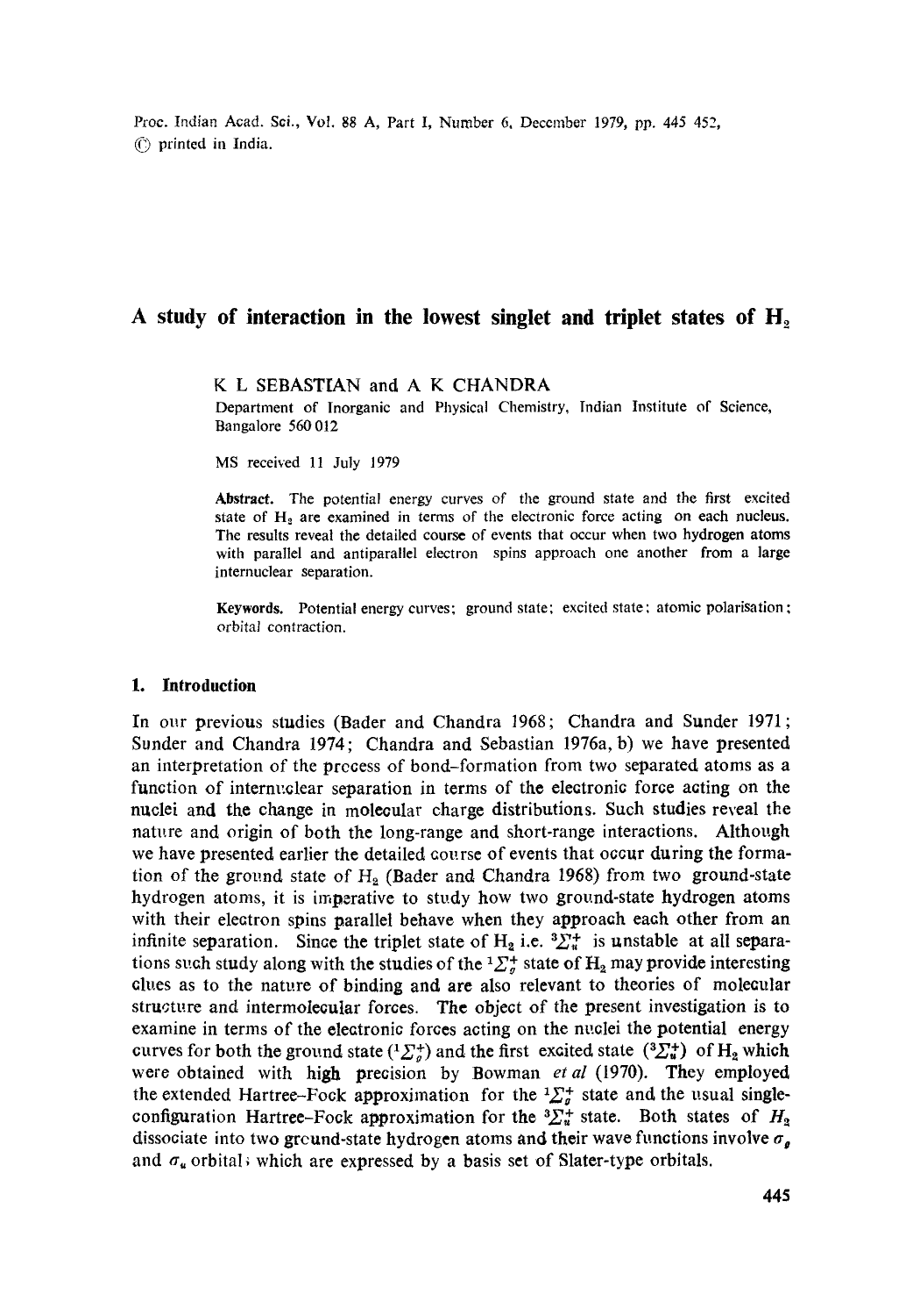# A study of interaction in the lowest singlet and triplet states of $H_2$

K L SEBASTIAN and A K CHANDRA

Department of Inorganic and Physical Chemistry, Indian Institute of Science, Bangalore 560 012

MS received 11 July 1979

**Abstract.** The potential energy curves of the ground state and the first excited state of $H_2$ are examined in terms of the electronic force acting on each nucleus. The results reveal the detailed course of events that occur when two hydrogen atoms with parallel and antiparallel electron spins approach one another from a large internuclear separation.

**Keywords.** Potential energy curves; ground state; excited state; atomic polarisation; orbital contraction.

## 1. Introduction

In our previous studies (Bader and Chandra 1968; Chandra and Sunder 1971; Sunder and Chandra 1974; Chandra and Sebastian 1976a, b) we have presented an interpretation of the process of bond-formation from two separated atoms as a function of internuclear separation in terms of the electronic force acting on the nuclei and the change in molecular charge distributions. Such studies reveal the nature and origin of both the long-range and short-range interactions. Although we have presented earlier the detailed course of events that occur during the formation of the ground state of $H_2$ (Bader and Chandra 1968) from two ground-state hydrogen atoms, it is imperative to study how two ground-state hydrogen atoms with their electron spins parallel behave when they approach each other from an infinite separation. Since the triplet state of $H_2$ i.e. $^3\Sigma_u^+$ is unstable at all separations such study along with the studies of the $^1\Sigma_g^+$ state of $H_2$ may provide interesting clues as to the nature of binding and are also relevant to theories of molecular structure and intermolecular forces. The object of the present investigation is to examine in terms of the electronic forces acting on the nuclei the potential energy curves for both the ground state ($^1\Sigma_g^+$) and the first excited state ($^3\Sigma_u^+$) of $H_2$ which were obtained with high precision by Bowman *et al* (1970). They employed the extended Hartree-Fock approximation for the $^1\Sigma_g^+$ state and the usual single-configuration Hartree-Fock approximation for the $^3\Sigma_u^+$ state. Both states of $H_2$ dissociate into two ground-state hydrogen atoms and their wave functions involve $\sigma_g$ and $\sigma_u$ orbitals which are expressed by a basis set of Slater-type orbitals.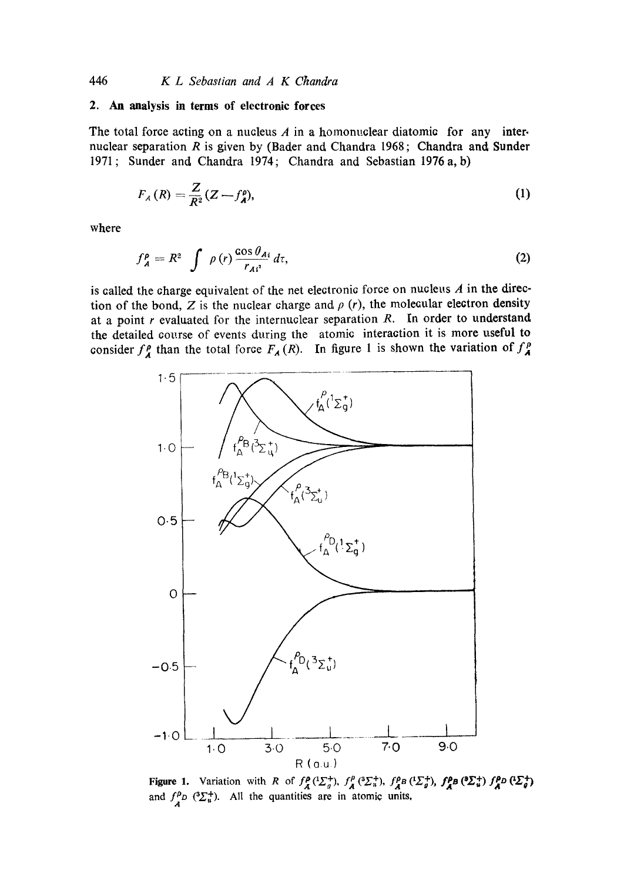## 2. An analysis in terms of electronic forces

The total force acting on a nucleus $A$ in a homonuclear diatomic for any internuclear separation $R$ is given by (Bader and Chandra 1968; Chandra and Sunder 1971; Sunder and Chandra 1974; Chandra and Sebastian 1976 a, b)

$$F_A(R) = \frac{Z}{R^2}(Z - f_A^{\rho}), \tag{1}$$

where

$$f_A^{\rho} = R^2 \int \rho(r) \frac{\cos \theta_{Ai}}{r_{Ai}^2} d\tau, \tag{2}$$

is called the charge equivalent of the net electronic force on nucleus $A$ in the direction of the bond, $Z$ is the nuclear charge and $\rho(r)$, the molecular electron density at a point $r$ evaluated for the internuclear separation $R$. In order to understand the detailed course of events during the atomic interaction it is more useful to consider $f_A^{\rho}$ than the total force $F_A(R)$. In figure 1 is shown the variation of $f_A^{\rho}$

**Figure 1.** Variation with $R$ of $f_A^{\rho}(^1\Sigma_g^+)$, $f_A^{\rho}(^3\Sigma_u^+)$, $f_A^{\rho_B}(^1\Sigma_g^+)$, $f_A^{\rho_B}(^3\Sigma_u^+)$ $f_A^{\rho_D}(^1\Sigma_g^+)$ and $f_A^{\rho_D}(^3\Sigma_u^+)$. All the quantities are in atomic units.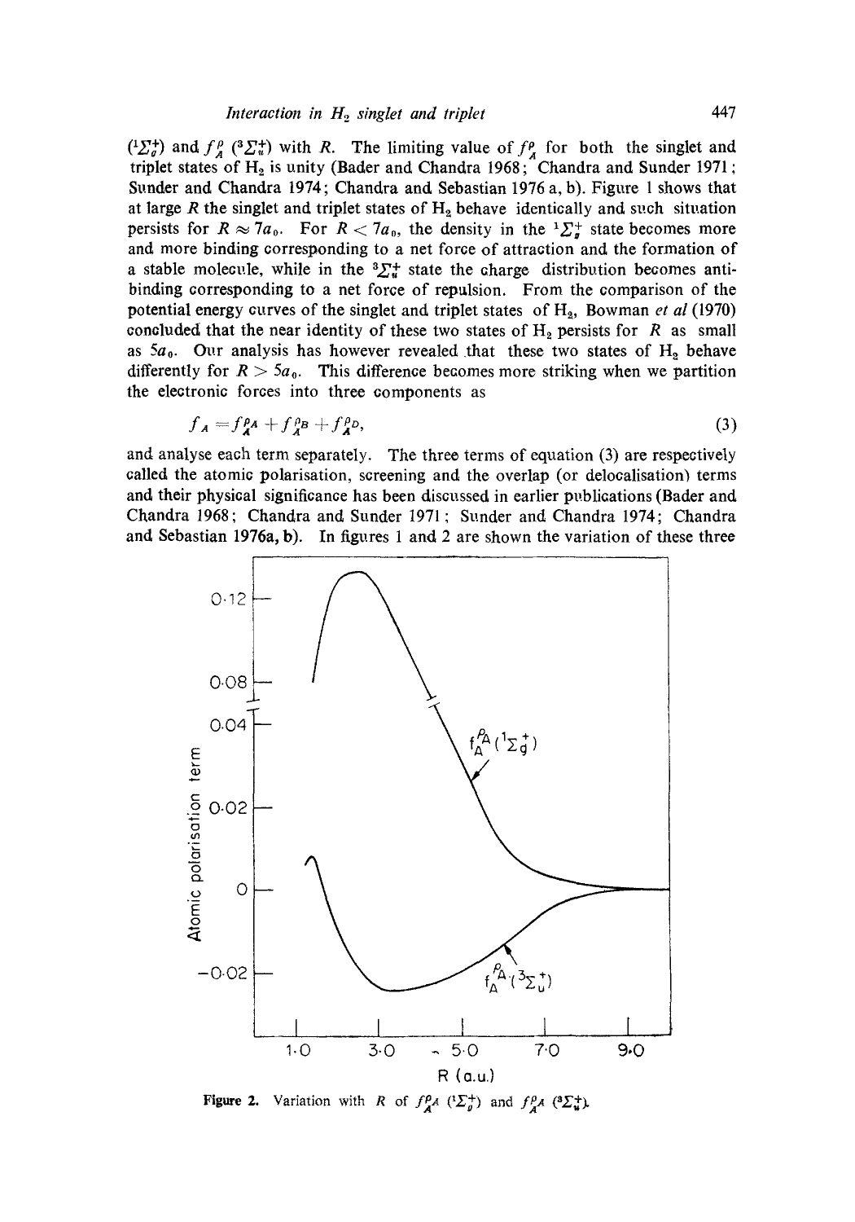$(^1\Sigma_g^+)$ and $f_A^\rho$ $(^3\Sigma_u^+)$ with $R$. The limiting value of $f_A^\rho$ for both the singlet and triplet states of $H_2$ is unity (Bader and Chandra 1968; Chandra and Sunder 1971; Sunder and Chandra 1974; Chandra and Sebastian 1976 a, b). Figure 1 shows that at large $R$ the singlet and triplet states of $H_2$ behave identically and such situation persists for $R \approx 7a_0$. For $R < 7a_0$, the density in the $^1\Sigma_g^+$ state becomes more and more binding corresponding to a net force of attraction and the formation of a stable molecule, while in the $^3\Sigma_u^+$ state the charge distribution becomes anti-binding corresponding to a net force of repulsion. From the comparison of the potential energy curves of the singlet and triplet states of $H_2$, Bowman *et al* (1970) concluded that the near identity of these two states of $H_2$ persists for $R$ as small as $5a_0$. Our analysis has however revealed that these two states of $H_2$ behave differently for $R > 5a_0$. This difference becomes more striking when we partition the electronic forces into three components as

$$f_A = f_A^{\rho_A} + f_A^{\rho_B} + f_A^{\rho_D}, \tag{3}$$

and analyse each term separately. The three terms of equation (3) are respectively called the atomic polarisation, screening and the overlap (or delocalisation) terms and their physical significance has been discussed in earlier publications (Bader and Chandra 1968; Chandra and Sunder 1971; Sunder and Chandra 1974; Chandra and Sebastian 1976a, b). In figures 1 and 2 are shown the variation of these three

**Figure 2.** Variation with $R$ of $f_A^{\rho_A}$ $(^1\Sigma_g^+)$ and $f_A^{\rho_A}$ $(^3\Sigma_u^+)$.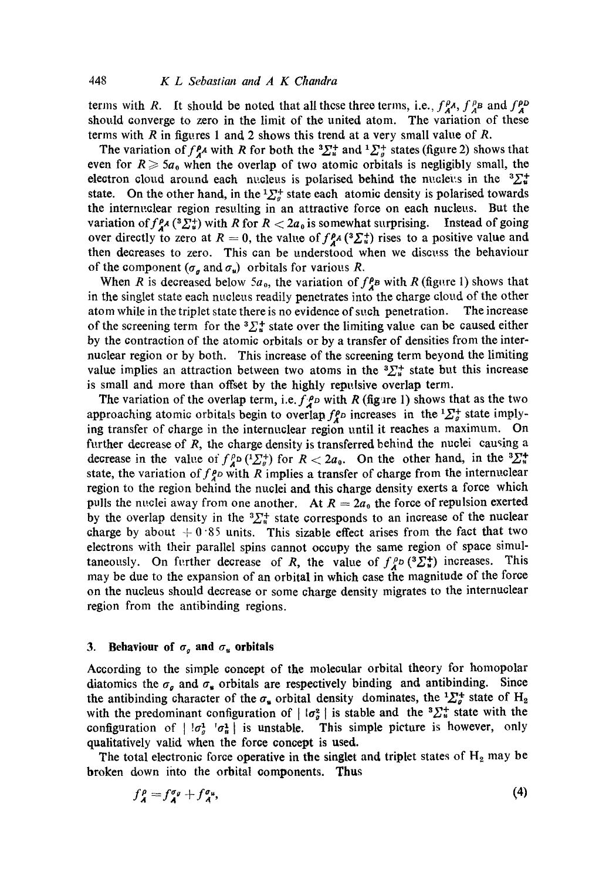terms with $R$. It should be noted that all these three terms, i.e., $f_A^{\rho_A}$, $f_A^{\rho_B}$ and $f_A^{\rho_D}$ should converge to zero in the limit of the united atom. The variation of these terms with $R$ in figures 1 and 2 shows this trend at a very small value of $R$.

The variation of $f_A^{\rho_A}$ with $R$ for both the ${}^3\Sigma_u^+$ and ${}^1\Sigma_g^+$ states (figure 2) shows that even for $R \geqslant 5a_0$ when the overlap of two atomic orbitals is negligibly small, the electron cloud around each nucleus is polarised behind the nucleus in the ${}^3\Sigma_u^+$ state. On the other hand, in the ${}^1\Sigma_g^+$ state each atomic density is polarised towards the internuclear region resulting in an attractive force on each nucleus. But the variation of $f_A^{\rho_A}({}^3\Sigma_u^+)$ with $R$ for $R < 2a_0$ is somewhat surprising. Instead of going over directly to zero at $R = 0$, the value of $f_A^{\rho_A}({}^3\Sigma_u^+)$ rises to a positive value and then decreases to zero. This can be understood when we discuss the behaviour of the component ($\sigma_g$ and $\sigma_u$) orbitals for various $R$.

When $R$ is decreased below $5a_0$, the variation of $f_A^{\rho_B}$ with $R$ (figure 1) shows that in the singlet state each nucleus readily penetrates into the charge cloud of the other atom while in the triplet state there is no evidence of such penetration. The increase of the screening term for the ${}^3\Sigma_u^+$ state over the limiting value can be caused either by the contraction of the atomic orbitals or by a transfer of densities from the internuclear region or by both. This increase of the screening term beyond the limiting value implies an attraction between two atoms in the ${}^3\Sigma_u^+$ state but this increase is small and more than offset by the highly repulsive overlap term.

The variation of the overlap term, i.e. $f_A^{\rho_D}$ with $R$ (figure 1) shows that as the two approaching atomic orbitals begin to overlap $f_A^{\rho_D}$ increases in the ${}^1\Sigma_g^+$ state implying transfer of charge in the internuclear region until it reaches a maximum. On further decrease of $R$, the charge density is transferred behind the nuclei causing a decrease in the value of $f_A^{\rho_D}({}^1\Sigma_g^+)$ for $R < 2a_0$. On the other hand, in the ${}^3\Sigma_u^+$ state, the variation of $f_A^{\rho_D}$ with $R$ implies a transfer of charge from the internuclear region to the region behind the nuclei and this charge density exerts a force which pulls the nuclei away from one another. At $R = 2a_0$ the force of repulsion exerted by the overlap density in the ${}^3\Sigma_u^+$ state corresponds to an increase of the nuclear charge by about $+0{\cdot}85$ units. This sizable effect arises from the fact that two electrons with their parallel spins cannot occupy the same region of space simultaneously. On further decrease of $R$, the value of $f_A^{\rho_D}({}^3\Sigma_u^+)$ increases. This may be due to the expansion of an orbital in which case the magnitude of the force on the nucleus should decrease or some charge density migrates to the internuclear region from the antibinding regions.

## 3. Behaviour of $\sigma_g$ and $\sigma_u$ orbitals

According to the simple concept of the molecular orbital theory for homopolar diatomics the $\sigma_g$ and $\sigma_u$ orbitals are respectively binding and antibinding. Since the antibinding character of the $\sigma_u$ orbital density dominates, the ${}^1\Sigma_g^+$ state of $H_2$ with the predominant configuration of $|\,{}^1\sigma_g^2\,|$ is stable and the ${}^3\Sigma_u^+$ state with the configuration of $|\,{}^1\sigma_g^1\;{}^1\sigma_u^1\,|$ is unstable. This simple picture is however, only qualitatively valid when the force concept is used.

The total electronic force operative in the singlet and triplet states of $H_2$ may be broken down into the orbital components. Thus

$$f_A^{\rho} = f_A^{\sigma_g} + f_A^{\sigma_u}, \tag{4}$$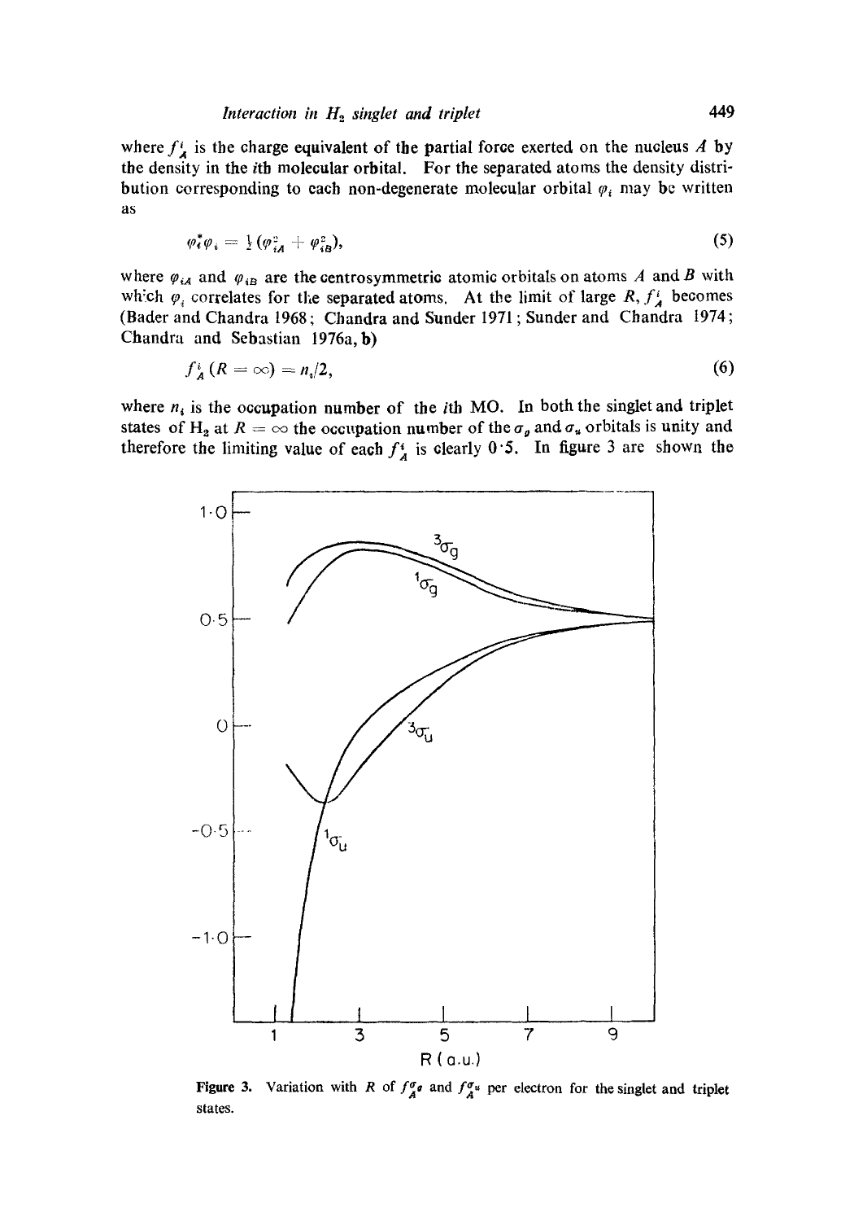where $f_A^i$ is the charge equivalent of the partial force exerted on the nucleus $A$ by the density in the $i$th molecular orbital. For the separated atoms the density distribution corresponding to each non-degenerate molecular orbital $\varphi_i$ may be written as

$$\varphi_i^* \varphi_i = \frac{1}{2}(\varphi_{iA}^2 + \varphi_{iB}^2), \tag{5}$$

where $\varphi_{iA}$ and $\varphi_{iB}$ are the centrosymmetric atomic orbitals on atoms $A$ and $B$ with which $\varphi_i$ correlates for the separated atoms. At the limit of large $R$, $f_A^i$ becomes (Bader and Chandra 1968; Chandra and Sunder 1971; Sunder and Chandra 1974; Chandra and Sebastian 1976a, b)

$$f_A^i (R = \infty) = n_i/2, \tag{6}$$

where $n_i$ is the occupation number of the $i$th MO. In both the singlet and triplet states of $H_2$ at $R = \infty$ the occupation number of the $\sigma_g$ and $\sigma_u$ orbitals is unity and therefore the limiting value of each $f_A^i$ is clearly 0·5. In figure 3 are shown the

**Figure 3.** Variation with $R$ of $f_A^{\sigma_g}$ and $f_A^{\sigma_u}$ per electron for the singlet and triplet states.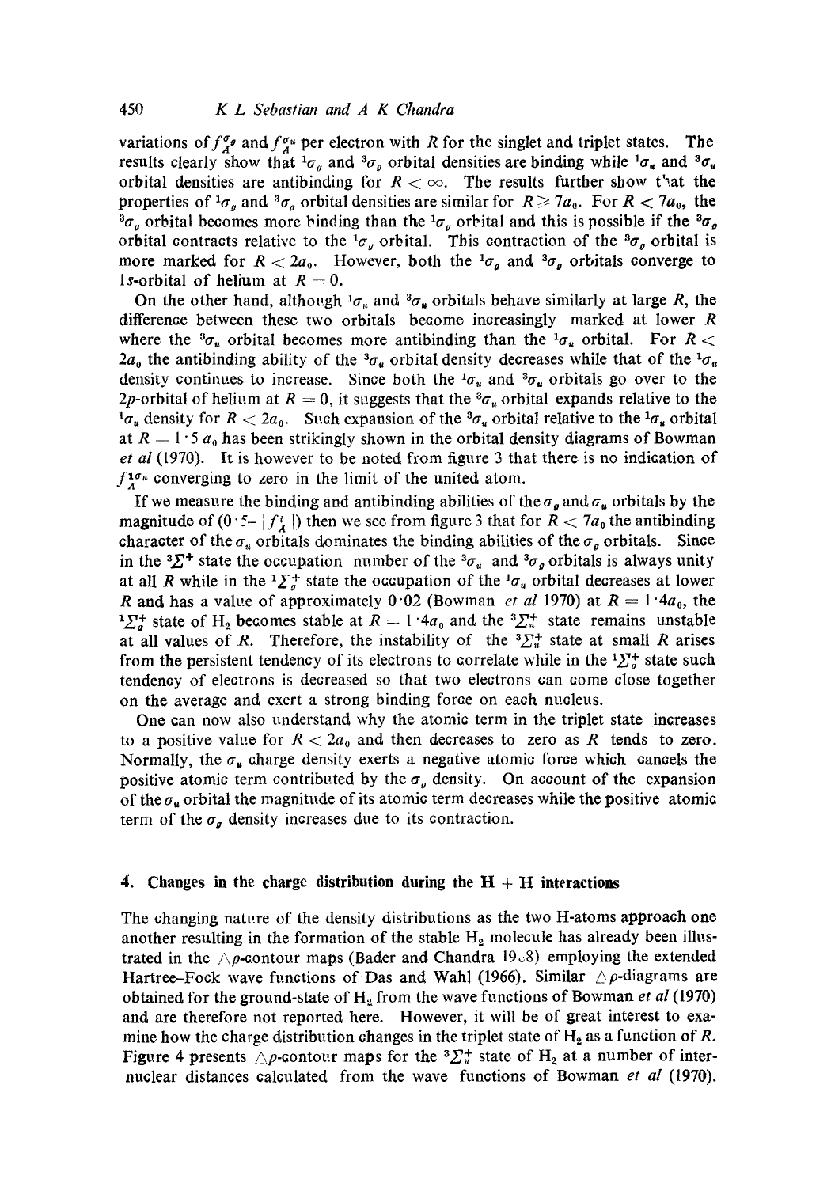variations of $f_A^{\sigma_g}$ and $f_A^{\sigma_u}$ per electron with $R$ for the singlet and triplet states. The results clearly show that ${}^1\sigma_g$ and ${}^3\sigma_g$ orbital densities are binding while ${}^1\sigma_u$ and ${}^3\sigma_u$ orbital densities are antibinding for $R < \infty$. The results further show that the properties of ${}^1\sigma_g$ and ${}^3\sigma_g$ orbital densities are similar for $R \geqslant 7a_0$. For $R < 7a_0$, the ${}^3\sigma_g$ orbital becomes more binding than the ${}^1\sigma_g$ orbital and this is possible if the ${}^3\sigma_g$ orbital contracts relative to the ${}^1\sigma_g$ orbital. This contraction of the ${}^3\sigma_g$ orbital is more marked for $R < 2a_0$. However, both the ${}^1\sigma_g$ and ${}^3\sigma_g$ orbitals converge to 1*s*-orbital of helium at $R = 0$.

On the other hand, although ${}^1\sigma_u$ and ${}^3\sigma_u$ orbitals behave similarly at large $R$, the difference between these two orbitals become increasingly marked at lower $R$ where the ${}^3\sigma_u$ orbital becomes more antibinding than the ${}^1\sigma_u$ orbital. For $R < 2a_0$ the antibinding ability of the ${}^3\sigma_u$ orbital density decreases while that of the ${}^1\sigma_u$ density continues to increase. Since both the ${}^1\sigma_u$ and ${}^3\sigma_u$ orbitals go over to the 2*p*-orbital of helium at $R = 0$, it suggests that the ${}^3\sigma_u$ orbital expands relative to the ${}^1\sigma_u$ density for $R < 2a_0$. Such expansion of the ${}^3\sigma_u$ orbital relative to the ${}^1\sigma_u$ orbital at $R = 1 \cdot 5\ a_0$ has been strikingly shown in the orbital density diagrams of Bowman *et al* (1970). It is however to be noted from figure 3 that there is no indication of $f_A^{1\sigma_u}$ converging to zero in the limit of the united atom.

If we measure the binding and antibinding abilities of the $\sigma_g$ and $\sigma_u$ orbitals by the magnitude of $(0 \cdot 5 - |f_A^i|)$ then we see from figure 3 that for $R < 7a_0$ the antibinding character of the $\sigma_u$ orbitals dominates the binding abilities of the $\sigma_g$ orbitals. Since in the ${}^3\Sigma^+$ state the occupation number of the ${}^3\sigma_u$ and ${}^3\sigma_g$ orbitals is always unity at all $R$ while in the ${}^1\Sigma_g^+$ state the occupation of the ${}^1\sigma_u$ orbital decreases at lower $R$ and has a value of approximately 0·02 (Bowman *et al* 1970) at $R = 1 \cdot 4a_0$, the ${}^1\Sigma_g^+$ state of $H_2$ becomes stable at $R = 1 \cdot 4a_0$ and the ${}^3\Sigma_u^+$ state remains unstable at all values of $R$. Therefore, the instability of the ${}^3\Sigma_u^+$ state at small $R$ arises from the persistent tendency of its electrons to correlate while in the ${}^1\Sigma_g^+$ state such tendency of electrons is decreased so that two electrons can come close together on the average and exert a strong binding force on each nucleus.

One can now also understand why the atomic term in the triplet state increases to a positive value for $R < 2a_0$ and then decreases to zero as $R$ tends to zero. Normally, the $\sigma_u$ charge density exerts a negative atomic force which cancels the positive atomic term contributed by the $\sigma_g$ density. On account of the expansion of the $\sigma_u$ orbital the magnitude of its atomic term decreases while the positive atomic term of the $\sigma_g$ density increases due to its contraction.

## 4. Changes in the charge distribution during the H + H interactions

The changing nature of the density distributions as the two H-atoms approach one another resulting in the formation of the stable $H_2$ molecule has already been illustrated in the $\triangle\rho$-contour maps (Bader and Chandra 1968) employing the extended Hartree–Fock wave functions of Das and Wahl (1966). Similar $\triangle\rho$-diagrams are obtained for the ground-state of $H_2$ from the wave functions of Bowman *et al* (1970) and are therefore not reported here. However, it will be of great interest to examine how the charge distribution changes in the triplet state of $H_2$ as a function of $R$. Figure 4 presents $\triangle\rho$-contour maps for the ${}^3\Sigma_u^+$ state of $H_2$ at a number of internuclear distances calculated from the wave functions of Bowman *et al* (1970).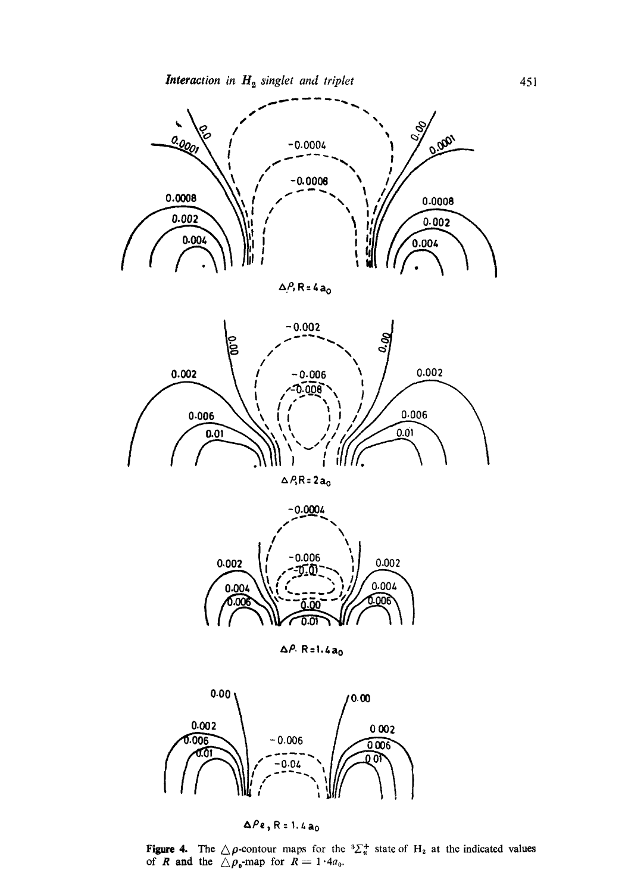**Figure 4.** The $\triangle\rho$-contour maps for the ${}^3\Sigma_u^+$ state of $H_2$ at the indicated values of $R$ and the $\triangle\rho_e$-map for $R = 1{\cdot}4a_0$.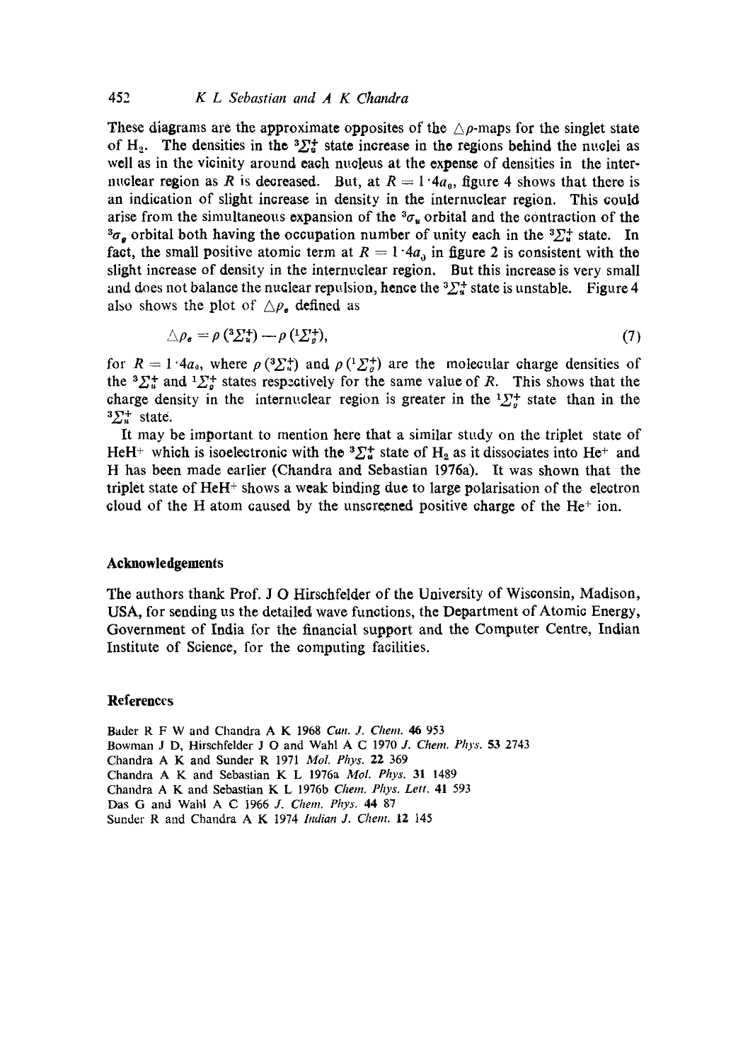These diagrams are the approximate opposites of the $\triangle\rho$-maps for the singlet state of $H_2$. The densities in the $^3\Sigma_u^+$ state increase in the regions behind the nuclei as well as in the vicinity around each nucleus at the expense of densities in the internuclear region as $R$ is decreased. But, at $R = 1{\cdot}4a_0$, figure 4 shows that there is an indication of slight increase in density in the internuclear region. This could arise from the simultaneous expansion of the $^3\sigma_u$ orbital and the contraction of the $^3\sigma_g$ orbital both having the occupation number of unity each in the $^3\Sigma_u^+$ state. In fact, the small positive atomic term at $R = 1{\cdot}4a_0$ in figure 2 is consistent with the slight increase of density in the internuclear region. But this increase is very small and does not balance the nuclear repulsion, hence the $^3\Sigma_u^+$ state is unstable. Figure 4 also shows the plot of $\triangle\rho_e$ defined as

$$\triangle\rho_e = \rho\,(^3\Sigma_u^+) - \rho\,(^1\Sigma_g^+), \tag{7}$$

for $R = 1{\cdot}4a_0$, where $\rho\,(^3\Sigma_u^+)$ and $\rho\,(^1\Sigma_g^+)$ are the molecular charge densities of the $^3\Sigma_u^+$ and $^1\Sigma_g^+$ states respectively for the same value of $R$. This shows that the charge density in the internuclear region is greater in the $^1\Sigma_g^+$ state than in the $^3\Sigma_u^+$ state.

It may be important to mention here that a similar study on the triplet state of $HeH^+$ which is isoelectronic with the $^3\Sigma_u^+$ state of $H_2$ as it dissociates into $He^+$ and H has been made earlier (Chandra and Sebastian 1976a). It was shown that the triplet state of $HeH^+$ shows a weak binding due to large polarisation of the electron cloud of the H atom caused by the unscreened positive charge of the $He^+$ ion.

## Acknowledgements

The authors thank Prof. J O Hirschfelder of the University of Wisconsin, Madison, USA, for sending us the detailed wave functions, the Department of Atomic Energy, Government of India for the financial support and the Computer Centre, Indian Institute of Science, for the computing facilities.

## References

Bader R F W and Chandra A K 1968 *Can. J. Chem.* **46** 953

Bowman J D, Hirschfelder J O and Wahl A C 1970 *J. Chem. Phys.* **53** 2743

Chandra A K and Sunder R 1971 *Mol. Phys.* **22** 369

Chandra A K and Sebastian K L 1976a *Mol. Phys.* **31** 1489

Chandra A K and Sebastian K L 1976b *Chem. Phys. Lett.* **41** 593

Das G and Wahl A C 1966 *J. Chem. Phys.* **44** 87

Sunder R and Chandra A K 1974 *Indian J. Chem.* **12** 145